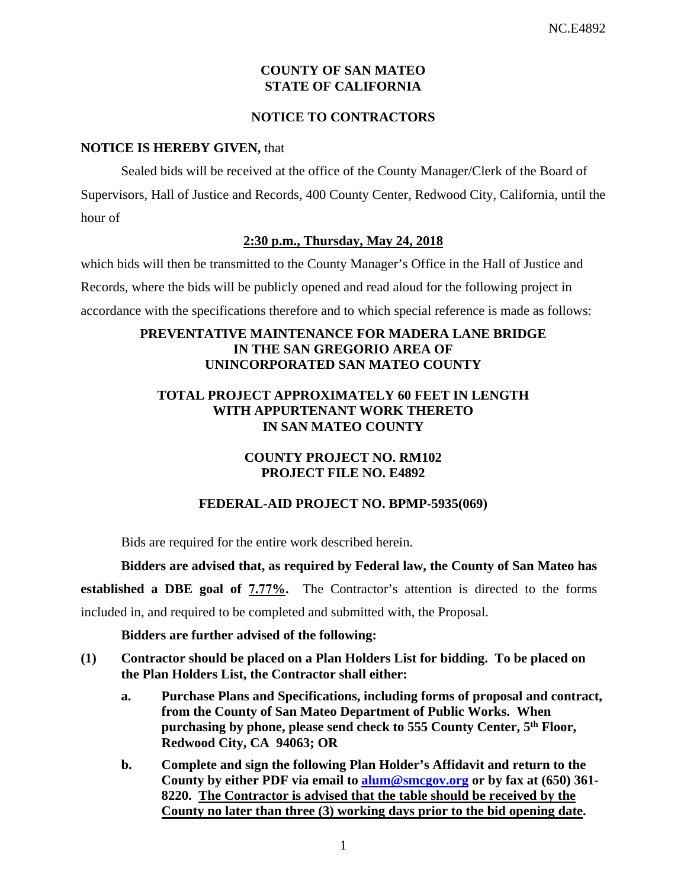# COUNTY OF SAN MATEO
# STATE OF CALIFORNIA

## NOTICE TO CONTRACTORS

**NOTICE IS HEREBY GIVEN,** that

Sealed bids will be received at the office of the County Manager/Clerk of the Board of Supervisors, Hall of Justice and Records, 400 County Center, Redwood City, California, until the hour of

**2:30 p.m., Thursday, May 24, 2018**

which bids will then be transmitted to the County Manager's Office in the Hall of Justice and Records, where the bids will be publicly opened and read aloud for the following project in accordance with the specifications therefore and to which special reference is made as follows:

**PREVENTATIVE MAINTENANCE FOR MADERA LANE BRIDGE
IN THE SAN GREGORIO AREA OF
UNINCORPORATED SAN MATEO COUNTY**

**TOTAL PROJECT APPROXIMATELY 60 FEET IN LENGTH
WITH APPURTENANT WORK THERETO
IN SAN MATEO COUNTY**

**COUNTY PROJECT NO. RM102
PROJECT FILE NO. E4892**

**FEDERAL-AID PROJECT NO. BPMP-5935(069)**

Bids are required for the entire work described herein.

**Bidders are advised that, as required by Federal law, the County of San Mateo has established a DBE goal of 7.77%.** The Contractor's attention is directed to the forms included in, and required to be completed and submitted with, the Proposal.

**Bidders are further advised of the following:**

**(1) Contractor should be placed on a Plan Holders List for bidding. To be placed on the Plan Holders List, the Contractor shall either:**

   **a. Purchase Plans and Specifications, including forms of proposal and contract, from the County of San Mateo Department of Public Works. When purchasing by phone, please send check to 555 County Center, 5th Floor, Redwood City, CA 94063; OR**

   **b. Complete and sign the following Plan Holder's Affidavit and return to the County by either PDF via email to alum@smcgov.org or by fax at (650) 361-8220. The Contractor is advised that the table should be received by the County no later than three (3) working days prior to the bid opening date.**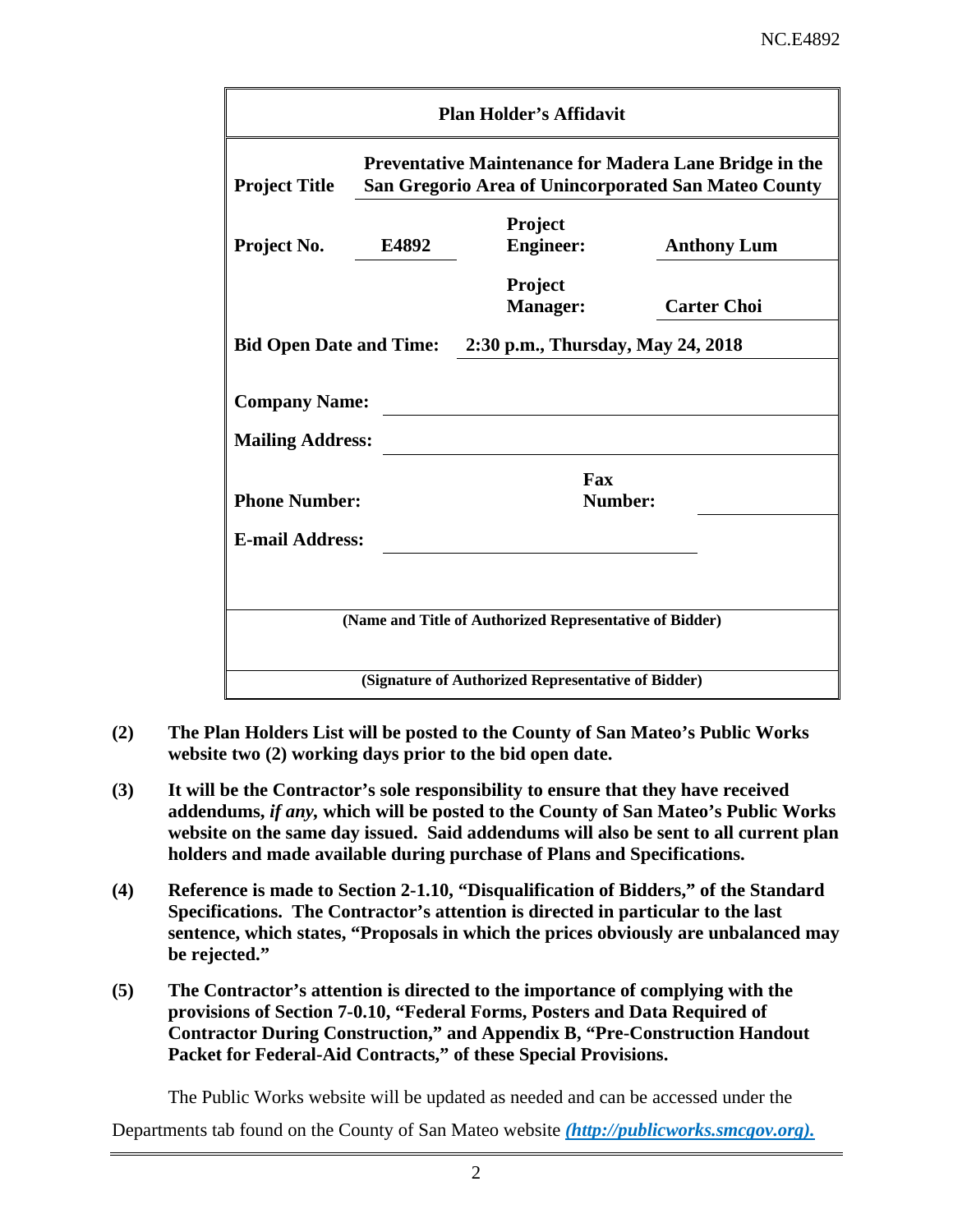**Plan Holder's Affidavit**

| | | | |
|---|---|---|---|
| **Project Title** | **Preventative Maintenance for Madera Lane Bridge in the San Gregorio Area of Unincorporated San Mateo County** | | |
| **Project No.** | **E4892** | **Project Engineer:** | **Anthony Lum** |
| | | **Project Manager:** | **Carter Choi** |
| **Bid Open Date and Time:** | **2:30 p.m., Thursday, May 24, 2018** | | |
| **Company Name:** | | | |
| **Mailing Address:** | | | |
| **Phone Number:** | | **Fax Number:** | |
| **E-mail Address:** | | | |

**(Name and Title of Authorized Representative of Bidder)**

**(Signature of Authorized Representative of Bidder)**

**(2)** **The Plan Holders List will be posted to the County of San Mateo's Public Works website two (2) working days prior to the bid open date.**

**(3)** **It will be the Contractor's sole responsibility to ensure that they have received addendums, *if any*, which will be posted to the County of San Mateo's Public Works website on the same day issued. Said addendums will also be sent to all current plan holders and made available during purchase of Plans and Specifications.**

**(4)** **Reference is made to Section 2-1.10, "Disqualification of Bidders," of the Standard Specifications. The Contractor's attention is directed in particular to the last sentence, which states, "Proposals in which the prices obviously are unbalanced may be rejected."**

**(5)** **The Contractor's attention is directed to the importance of complying with the provisions of Section 7-0.10, "Federal Forms, Posters and Data Required of Contractor During Construction," and Appendix B, "Pre-Construction Handout Packet for Federal-Aid Contracts," of these Special Provisions.**

The Public Works website will be updated as needed and can be accessed under the Departments tab found on the County of San Mateo website ***(http://publicworks.smcgov.org).***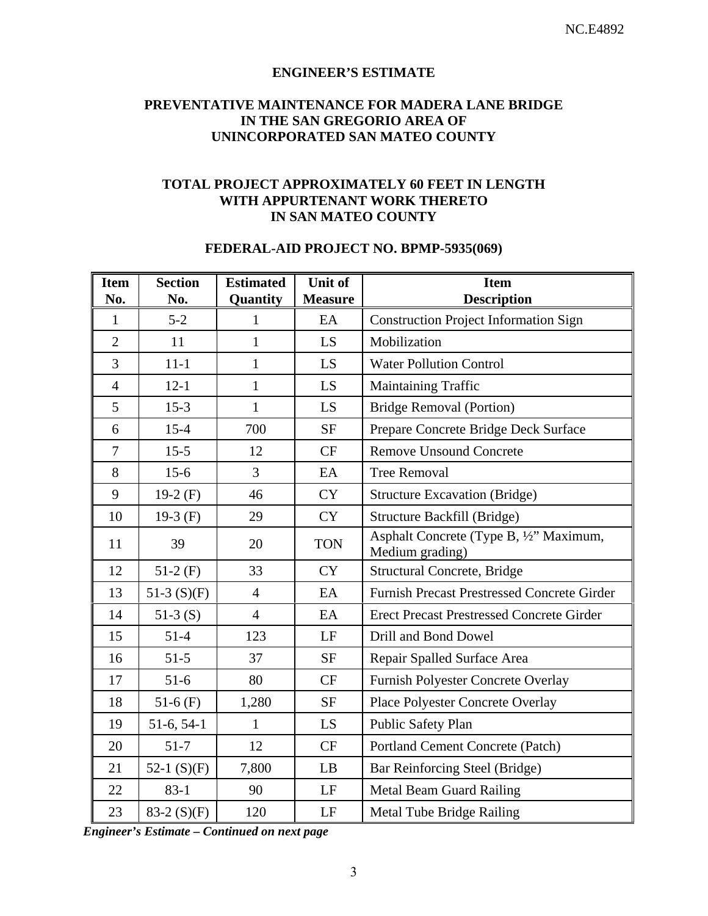# ENGINEER'S ESTIMATE

## PREVENTATIVE MAINTENANCE FOR MADERA LANE BRIDGE IN THE SAN GREGORIO AREA OF UNINCORPORATED SAN MATEO COUNTY

## TOTAL PROJECT APPROXIMATELY 60 FEET IN LENGTH WITH APPURTENANT WORK THERETO IN SAN MATEO COUNTY

## FEDERAL-AID PROJECT NO. BPMP-5935(069)

| Item No. | Section No. | Estimated Quantity | Unit of Measure | Item Description |
|---|---|---|---|---|
| 1 | 5-2 | 1 | EA | Construction Project Information Sign |
| 2 | 11 | 1 | LS | Mobilization |
| 3 | 11-1 | 1 | LS | Water Pollution Control |
| 4 | 12-1 | 1 | LS | Maintaining Traffic |
| 5 | 15-3 | 1 | LS | Bridge Removal (Portion) |
| 6 | 15-4 | 700 | SF | Prepare Concrete Bridge Deck Surface |
| 7 | 15-5 | 12 | CF | Remove Unsound Concrete |
| 8 | 15-6 | 3 | EA | Tree Removal |
| 9 | 19-2 (F) | 46 | CY | Structure Excavation (Bridge) |
| 10 | 19-3 (F) | 29 | CY | Structure Backfill (Bridge) |
| 11 | 39 | 20 | TON | Asphalt Concrete (Type B, ½" Maximum, Medium grading) |
| 12 | 51-2 (F) | 33 | CY | Structural Concrete, Bridge |
| 13 | 51-3 (S)(F) | 4 | EA | Furnish Precast Prestressed Concrete Girder |
| 14 | 51-3 (S) | 4 | EA | Erect Precast Prestressed Concrete Girder |
| 15 | 51-4 | 123 | LF | Drill and Bond Dowel |
| 16 | 51-5 | 37 | SF | Repair Spalled Surface Area |
| 17 | 51-6 | 80 | CF | Furnish Polyester Concrete Overlay |
| 18 | 51-6 (F) | 1,280 | SF | Place Polyester Concrete Overlay |
| 19 | 51-6, 54-1 | 1 | LS | Public Safety Plan |
| 20 | 51-7 | 12 | CF | Portland Cement Concrete (Patch) |
| 21 | 52-1 (S)(F) | 7,800 | LB | Bar Reinforcing Steel (Bridge) |
| 22 | 83-1 | 90 | LF | Metal Beam Guard Railing |
| 23 | 83-2 (S)(F) | 120 | LF | Metal Tube Bridge Railing |

***Engineer's Estimate – Continued on next page***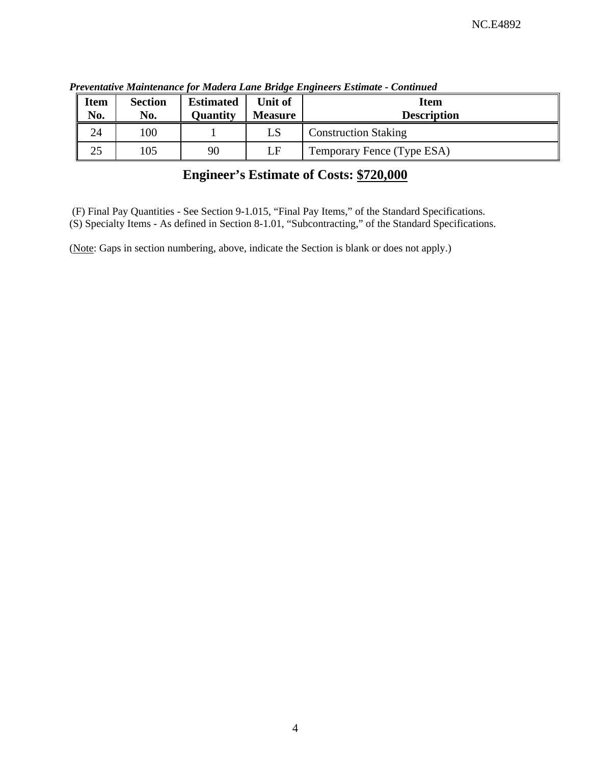***Preventative Maintenance for Madera Lane Bridge Engineers Estimate - Continued***

| Item No. | Section No. | Estimated Quantity | Unit of Measure | Item Description |
|---|---|---|---|---|
| 24 | 100 | 1 | LS | Construction Staking |
| 25 | 105 | 90 | LF | Temporary Fence (Type ESA) |

## Engineer's Estimate of Costs: $720,000

(F) Final Pay Quantities - See Section 9-1.015, "Final Pay Items," of the Standard Specifications.
(S) Specialty Items - As defined in Section 8-1.01, "Subcontracting," of the Standard Specifications.

(Note: Gaps in section numbering, above, indicate the Section is blank or does not apply.)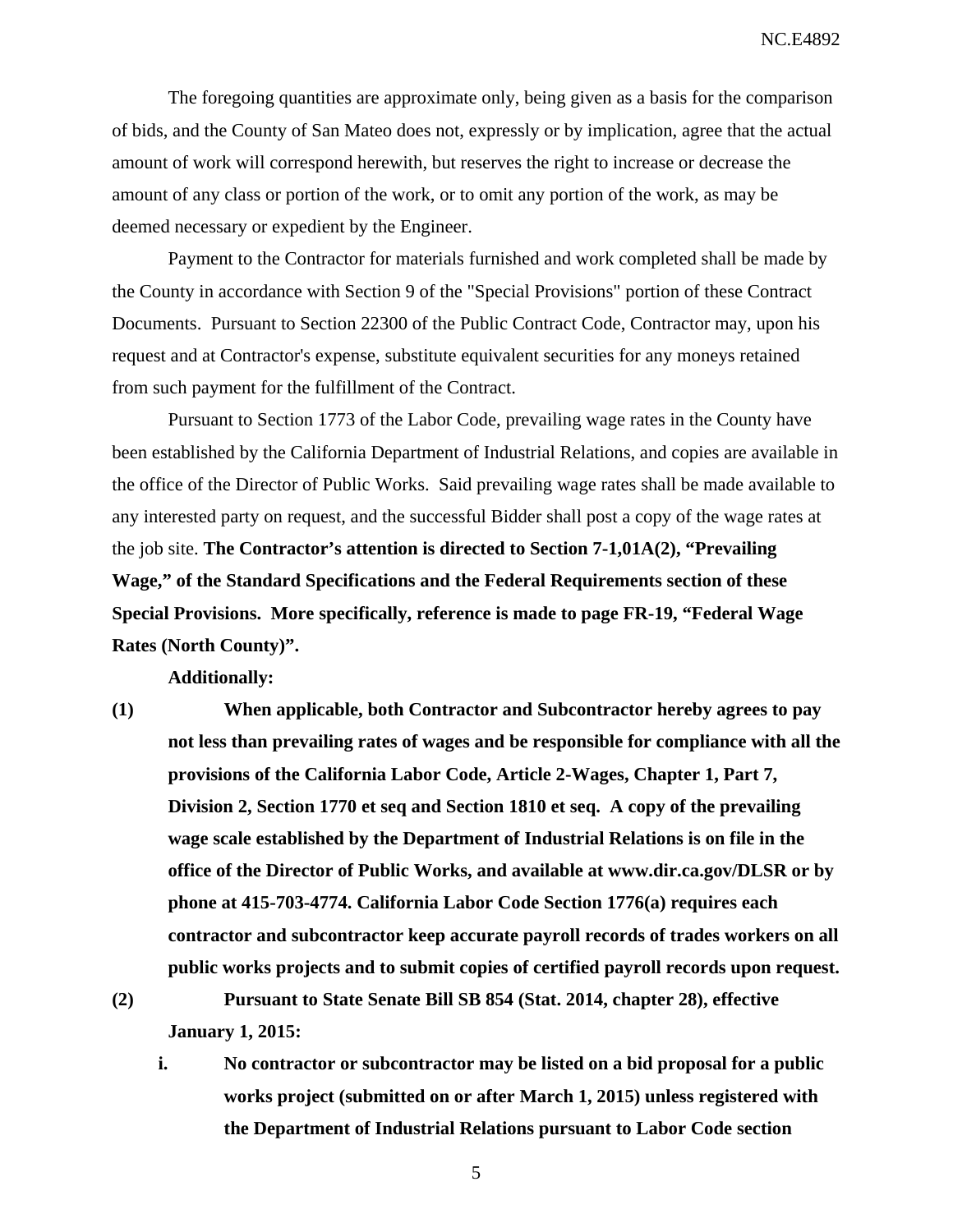The foregoing quantities are approximate only, being given as a basis for the comparison of bids, and the County of San Mateo does not, expressly or by implication, agree that the actual amount of work will correspond herewith, but reserves the right to increase or decrease the amount of any class or portion of the work, or to omit any portion of the work, as may be deemed necessary or expedient by the Engineer.

Payment to the Contractor for materials furnished and work completed shall be made by the County in accordance with Section 9 of the "Special Provisions" portion of these Contract Documents. Pursuant to Section 22300 of the Public Contract Code, Contractor may, upon his request and at Contractor's expense, substitute equivalent securities for any moneys retained from such payment for the fulfillment of the Contract.

Pursuant to Section 1773 of the Labor Code, prevailing wage rates in the County have been established by the California Department of Industrial Relations, and copies are available in the office of the Director of Public Works. Said prevailing wage rates shall be made available to any interested party on request, and the successful Bidder shall post a copy of the wage rates at the job site. **The Contractor's attention is directed to Section 7-1,01A(2), "Prevailing Wage," of the Standard Specifications and the Federal Requirements section of these Special Provisions. More specifically, reference is made to page FR-19, "Federal Wage Rates (North County)".**

**Additionally:**

**(1) When applicable, both Contractor and Subcontractor hereby agrees to pay not less than prevailing rates of wages and be responsible for compliance with all the provisions of the California Labor Code, Article 2-Wages, Chapter 1, Part 7, Division 2, Section 1770 et seq and Section 1810 et seq. A copy of the prevailing wage scale established by the Department of Industrial Relations is on file in the office of the Director of Public Works, and available at www.dir.ca.gov/DLSR or by phone at 415-703-4774. California Labor Code Section 1776(a) requires each contractor and subcontractor keep accurate payroll records of trades workers on all public works projects and to submit copies of certified payroll records upon request.**

**(2) Pursuant to State Senate Bill SB 854 (Stat. 2014, chapter 28), effective January 1, 2015:**

**i. No contractor or subcontractor may be listed on a bid proposal for a public works project (submitted on or after March 1, 2015) unless registered with the Department of Industrial Relations pursuant to Labor Code section**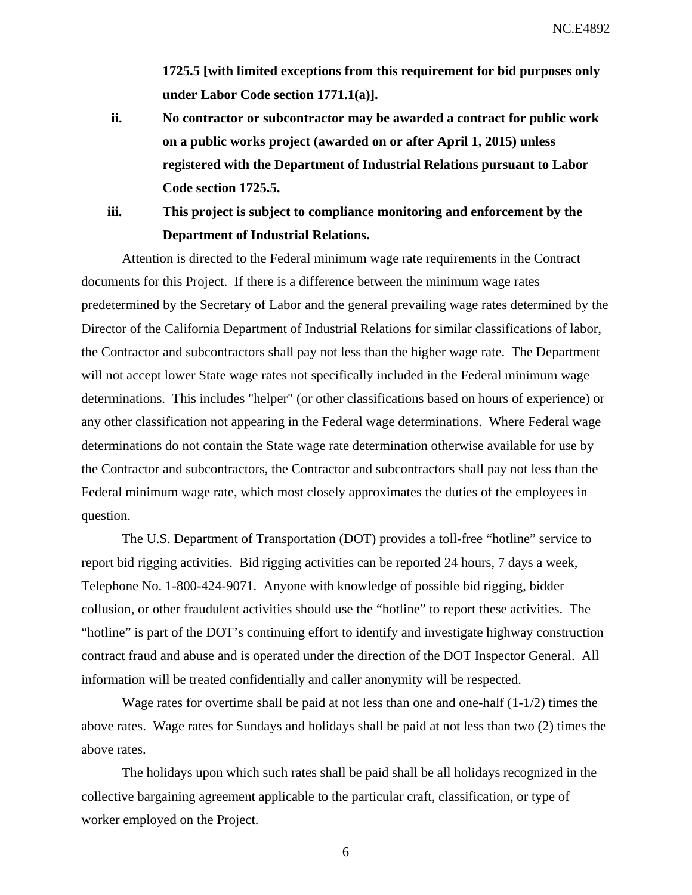**1725.5 [with limited exceptions from this requirement for bid purposes only under Labor Code section 1771.1(a)].**

ii. **No contractor or subcontractor may be awarded a contract for public work on a public works project (awarded on or after April 1, 2015) unless registered with the Department of Industrial Relations pursuant to Labor Code section 1725.5.**

iii. **This project is subject to compliance monitoring and enforcement by the Department of Industrial Relations.**

Attention is directed to the Federal minimum wage rate requirements in the Contract documents for this Project. If there is a difference between the minimum wage rates predetermined by the Secretary of Labor and the general prevailing wage rates determined by the Director of the California Department of Industrial Relations for similar classifications of labor, the Contractor and subcontractors shall pay not less than the higher wage rate. The Department will not accept lower State wage rates not specifically included in the Federal minimum wage determinations. This includes "helper" (or other classifications based on hours of experience) or any other classification not appearing in the Federal wage determinations. Where Federal wage determinations do not contain the State wage rate determination otherwise available for use by the Contractor and subcontractors, the Contractor and subcontractors shall pay not less than the Federal minimum wage rate, which most closely approximates the duties of the employees in question.

The U.S. Department of Transportation (DOT) provides a toll-free "hotline" service to report bid rigging activities. Bid rigging activities can be reported 24 hours, 7 days a week, Telephone No. 1-800-424-9071. Anyone with knowledge of possible bid rigging, bidder collusion, or other fraudulent activities should use the "hotline" to report these activities. The "hotline" is part of the DOT's continuing effort to identify and investigate highway construction contract fraud and abuse and is operated under the direction of the DOT Inspector General. All information will be treated confidentially and caller anonymity will be respected.

Wage rates for overtime shall be paid at not less than one and one-half (1-1/2) times the above rates. Wage rates for Sundays and holidays shall be paid at not less than two (2) times the above rates.

The holidays upon which such rates shall be paid shall be all holidays recognized in the collective bargaining agreement applicable to the particular craft, classification, or type of worker employed on the Project.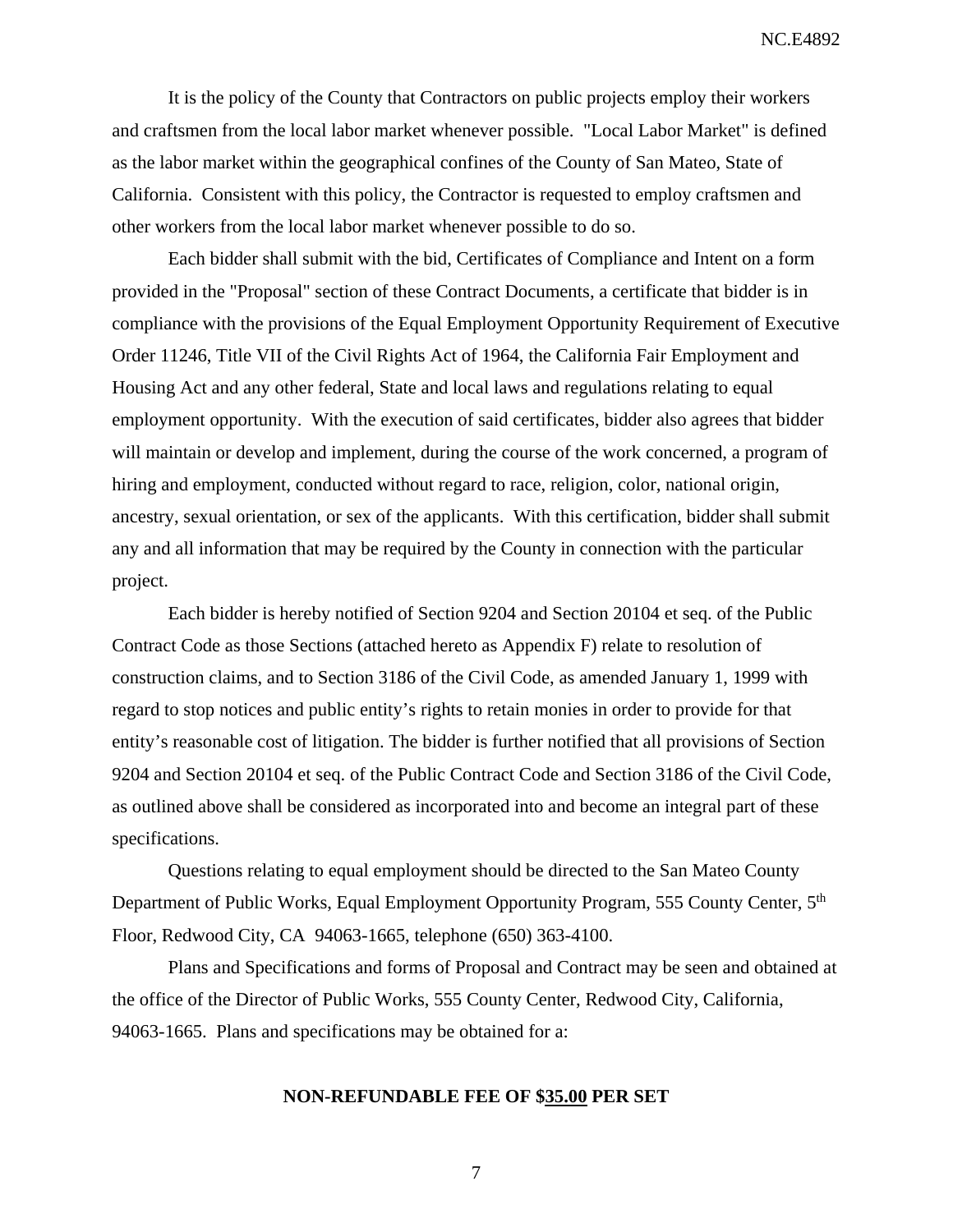It is the policy of the County that Contractors on public projects employ their workers and craftsmen from the local labor market whenever possible. "Local Labor Market" is defined as the labor market within the geographical confines of the County of San Mateo, State of California. Consistent with this policy, the Contractor is requested to employ craftsmen and other workers from the local labor market whenever possible to do so.

Each bidder shall submit with the bid, Certificates of Compliance and Intent on a form provided in the "Proposal" section of these Contract Documents, a certificate that bidder is in compliance with the provisions of the Equal Employment Opportunity Requirement of Executive Order 11246, Title VII of the Civil Rights Act of 1964, the California Fair Employment and Housing Act and any other federal, State and local laws and regulations relating to equal employment opportunity. With the execution of said certificates, bidder also agrees that bidder will maintain or develop and implement, during the course of the work concerned, a program of hiring and employment, conducted without regard to race, religion, color, national origin, ancestry, sexual orientation, or sex of the applicants. With this certification, bidder shall submit any and all information that may be required by the County in connection with the particular project.

Each bidder is hereby notified of Section 9204 and Section 20104 et seq. of the Public Contract Code as those Sections (attached hereto as Appendix F) relate to resolution of construction claims, and to Section 3186 of the Civil Code, as amended January 1, 1999 with regard to stop notices and public entity's rights to retain monies in order to provide for that entity's reasonable cost of litigation. The bidder is further notified that all provisions of Section 9204 and Section 20104 et seq. of the Public Contract Code and Section 3186 of the Civil Code, as outlined above shall be considered as incorporated into and become an integral part of these specifications.

Questions relating to equal employment should be directed to the San Mateo County Department of Public Works, Equal Employment Opportunity Program, 555 County Center, 5th Floor, Redwood City, CA 94063-1665, telephone (650) 363-4100.

Plans and Specifications and forms of Proposal and Contract may be seen and obtained at the office of the Director of Public Works, 555 County Center, Redwood City, California, 94063-1665. Plans and specifications may be obtained for a:

**NON-REFUNDABLE FEE OF $35.00 PER SET**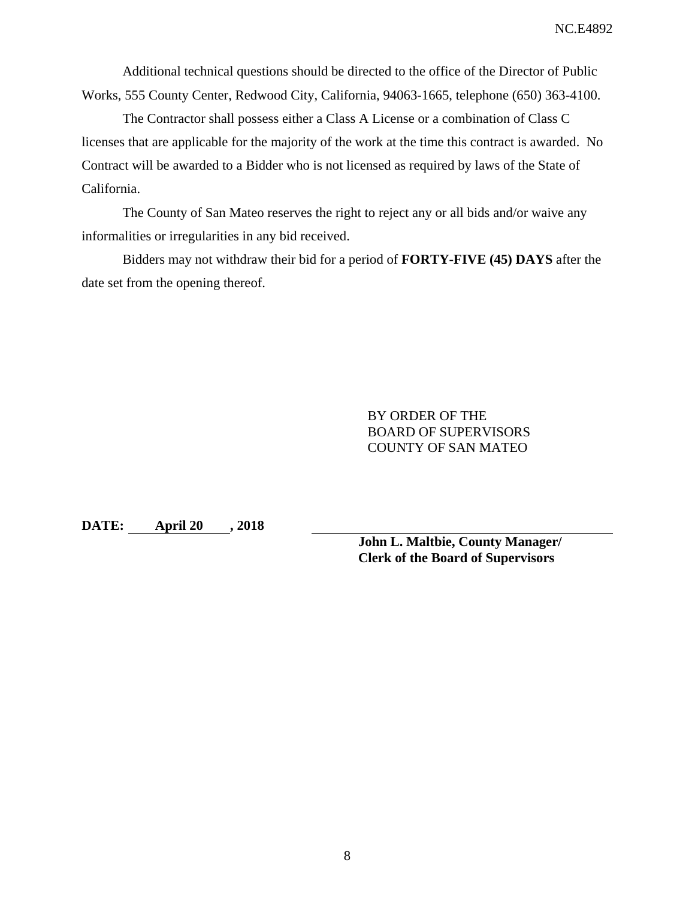Additional technical questions should be directed to the office of the Director of Public Works, 555 County Center, Redwood City, California, 94063-1665, telephone (650) 363-4100.

The Contractor shall possess either a Class A License or a combination of Class C licenses that are applicable for the majority of the work at the time this contract is awarded. No Contract will be awarded to a Bidder who is not licensed as required by laws of the State of California.

The County of San Mateo reserves the right to reject any or all bids and/or waive any informalities or irregularities in any bid received.

Bidders may not withdraw their bid for a period of **FORTY-FIVE (45) DAYS** after the date set from the opening thereof.

BY ORDER OF THE
BOARD OF SUPERVISORS
COUNTY OF SAN MATEO

**DATE: April 20 , 2018**

**John L. Maltbie, County Manager/**
**Clerk of the Board of Supervisors**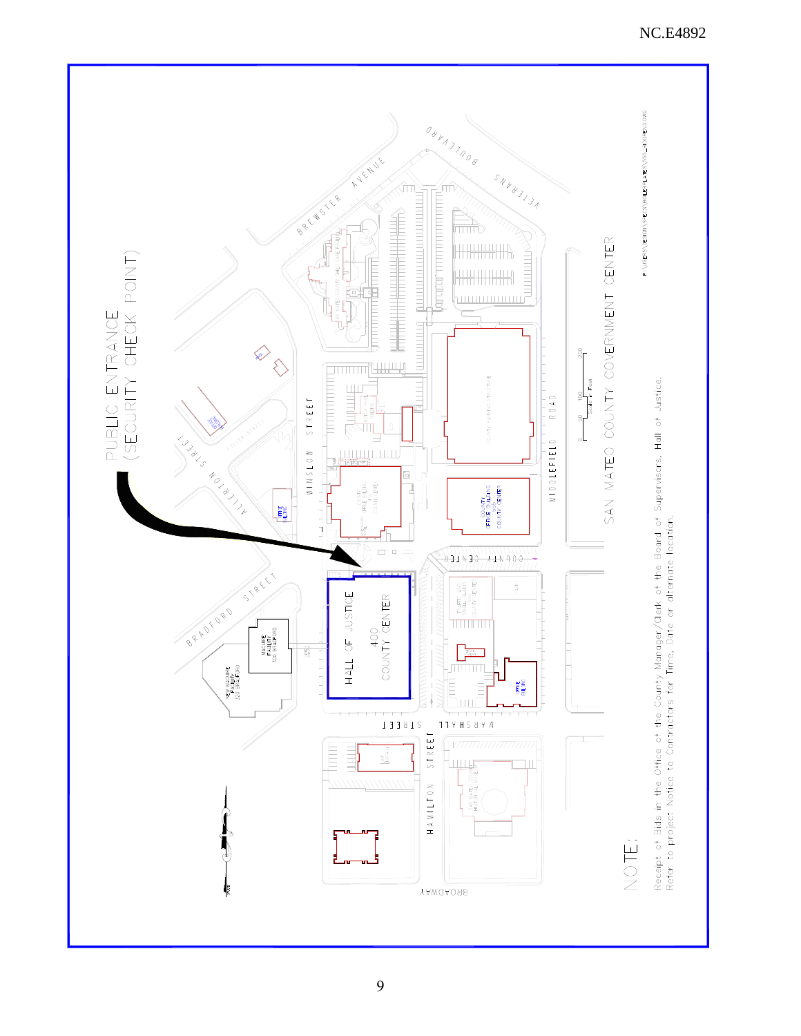PUBLIC ENTRANCE
(SECURITY CHECK POINT)

HALL OF JUSTICE
400
COUNTY CENTER

BREWSTER AVENUE

VETERANS BOULEVARD

WINSLOW STREET

MIDDLEFIELD ROAD

ALLERTON STREET

BRADFORD STREET

MARSHALL STREET

HAMILTON STREET

BROADWAY

COUNTY CENTER

SAN MATEO COUNTY GOVERNMENT CENTER

0 50 100 200

NOTE:

Receipt of Bids in the Office of the County Manager/Clerk of the Board of Supervisors, Hall of Justice.
Refer to project Notice to Contractors for Time, Date or alternate location.